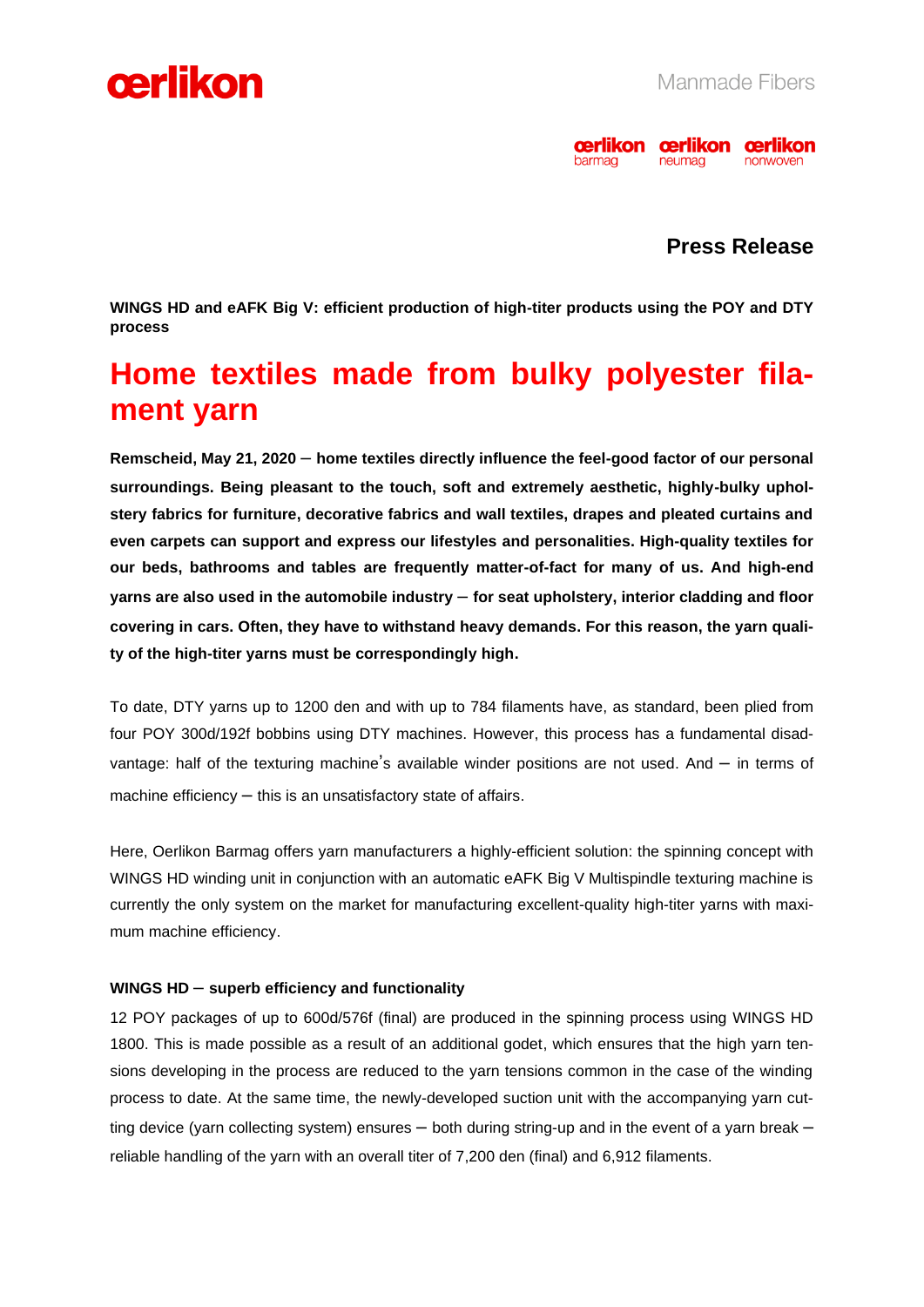**Press Release**

**WINGS HD and eAFK Big V: efficient production of high-titer products using the POY and DTY process**

# Home textiles made from bulky polyester filament yarn

**Remscheid, May 21, 2020 – home textiles directly influence the feel-good factor of our personal surroundings. Being pleasant to the touch, soft and extremely aesthetic, highly-bulky upholstery fabrics for furniture, decorative fabrics and wall textiles, drapes and pleated curtains and even carpets can support and express our lifestyles and personalities. High-quality textiles for our beds, bathrooms and tables are frequently matter-of-fact for many of us. And high-end yarns are also used in the automobile industry – for seat upholstery, interior cladding and floor covering in cars. Often, they have to withstand heavy demands. For this reason, the yarn quality of the high-titer yarns must be correspondingly high.**

To date, DTY yarns up to 1200 den and with up to 784 filaments have, as standard, been plied from four POY 300d/192f bobbins using DTY machines. However, this process has a fundamental disadvantage: half of the texturing machine's available winder positions are not used. And – in terms of machine efficiency – this is an unsatisfactory state of affairs.

Here, Oerlikon Barmag offers yarn manufacturers a highly-efficient solution: the spinning concept with WINGS HD winding unit in conjunction with an automatic eAFK Big V Multispindle texturing machine is currently the only system on the market for manufacturing excellent-quality high-titer yarns with maximum machine efficiency.

**WINGS HD – superb efficiency and functionality**

12 POY packages of up to 600d/576f (final) are produced in the spinning process using WINGS HD 1800. This is made possible as a result of an additional godet, which ensures that the high yarn tensions developing in the process are reduced to the yarn tensions common in the case of the winding process to date. At the same time, the newly-developed suction unit with the accompanying yarn cutting device (yarn collecting system) ensures – both during string-up and in the event of a yarn break – reliable handling of the yarn with an overall titer of 7,200 den (final) and 6,912 filaments.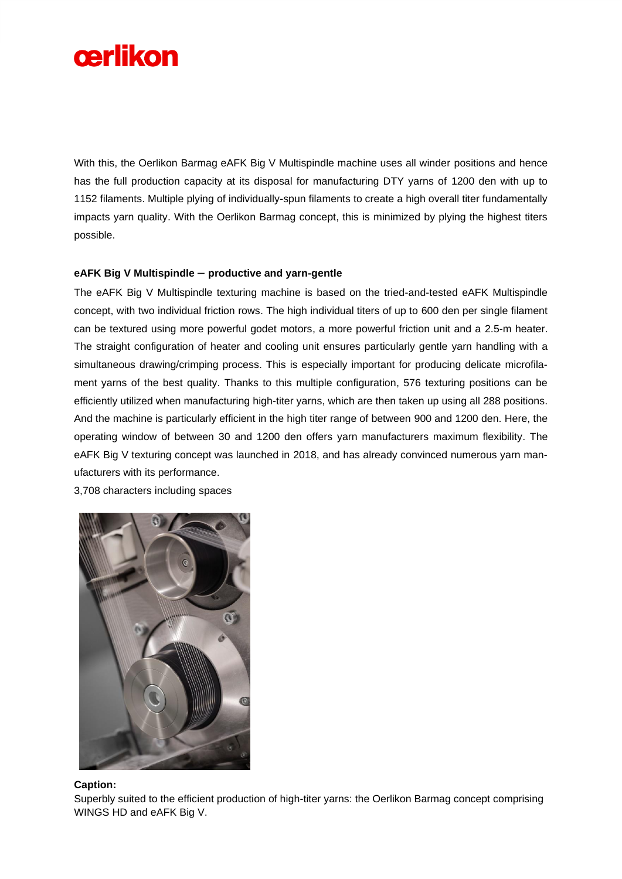With this, the Oerlikon Barmag eAFK Big V Multispindle machine uses all winder positions and hence has the full production capacity at its disposal for manufacturing DTY yarns of 1200 den with up to 1152 filaments. Multiple plying of individually-spun filaments to create a high overall titer fundamentally impacts yarn quality. With the Oerlikon Barmag concept, this is minimized by plying the highest titers possible.

**eAFK Big V Multispindle – productive and yarn-gentle**

The eAFK Big V Multispindle texturing machine is based on the tried-and-tested eAFK Multispindle concept, with two individual friction rows. The high individual titers of up to 600 den per single filament can be textured using more powerful godet motors, a more powerful friction unit and a 2.5-m heater. The straight configuration of heater and cooling unit ensures particularly gentle yarn handling with a simultaneous drawing/crimping process. This is especially important for producing delicate microfilament yarns of the best quality. Thanks to this multiple configuration, 576 texturing positions can be efficiently utilized when manufacturing high-titer yarns, which are then taken up using all 288 positions. And the machine is particularly efficient in the high titer range of between 900 and 1200 den. Here, the operating window of between 30 and 1200 den offers yarn manufacturers maximum flexibility. The eAFK Big V texturing concept was launched in 2018, and has already convinced numerous yarn manufacturers with its performance.

3,708 characters including spaces

**Caption:**

Superbly suited to the efficient production of high-titer yarns: the Oerlikon Barmag concept comprising WINGS HD and eAFK Big V.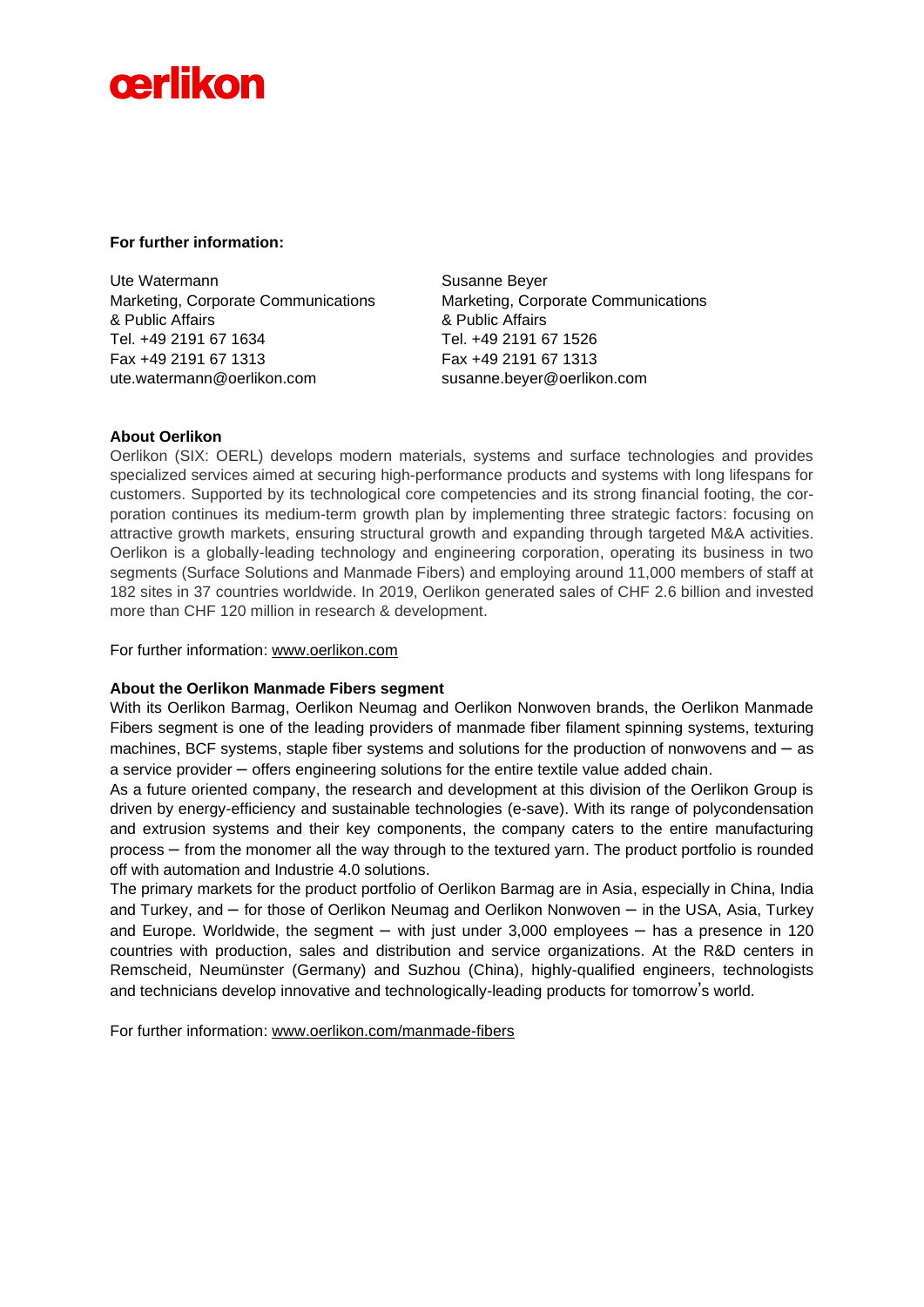**For further information:**

Ute Watermann
Marketing, Corporate Communications & Public Affairs
Tel. +49 2191 67 1634
Fax +49 2191 67 1313
ute.watermann@oerlikon.com

Susanne Beyer
Marketing, Corporate Communications & Public Affairs
Tel. +49 2191 67 1526
Fax +49 2191 67 1313
susanne.beyer@oerlikon.com

**About Oerlikon**

Oerlikon (SIX: OERL) develops modern materials, systems and surface technologies and provides specialized services aimed at securing high-performance products and systems with long lifespans for customers. Supported by its technological core competencies and its strong financial footing, the corporation continues its medium-term growth plan by implementing three strategic factors: focusing on attractive growth markets, ensuring structural growth and expanding through targeted M&A activities. Oerlikon is a globally-leading technology and engineering corporation, operating its business in two segments (Surface Solutions and Manmade Fibers) and employing around 11,000 members of staff at 182 sites in 37 countries worldwide. In 2019, Oerlikon generated sales of CHF 2.6 billion and invested more than CHF 120 million in research & development.

For further information: www.oerlikon.com

**About the Oerlikon Manmade Fibers segment**

With its Oerlikon Barmag, Oerlikon Neumag and Oerlikon Nonwoven brands, the Oerlikon Manmade Fibers segment is one of the leading providers of manmade fiber filament spinning systems, texturing machines, BCF systems, staple fiber systems and solutions for the production of nonwovens and – as a service provider – offers engineering solutions for the entire textile value added chain.

As a future oriented company, the research and development at this division of the Oerlikon Group is driven by energy-efficiency and sustainable technologies (e-save). With its range of polycondensation and extrusion systems and their key components, the company caters to the entire manufacturing process – from the monomer all the way through to the textured yarn. The product portfolio is rounded off with automation and Industrie 4.0 solutions.

The primary markets for the product portfolio of Oerlikon Barmag are in Asia, especially in China, India and Turkey, and – for those of Oerlikon Neumag and Oerlikon Nonwoven – in the USA, Asia, Turkey and Europe. Worldwide, the segment – with just under 3,000 employees – has a presence in 120 countries with production, sales and distribution and service organizations. At the R&D centers in Remscheid, Neumünster (Germany) and Suzhou (China), highly-qualified engineers, technologists and technicians develop innovative and technologically-leading products for tomorrow's world.

For further information: www.oerlikon.com/manmade-fibers